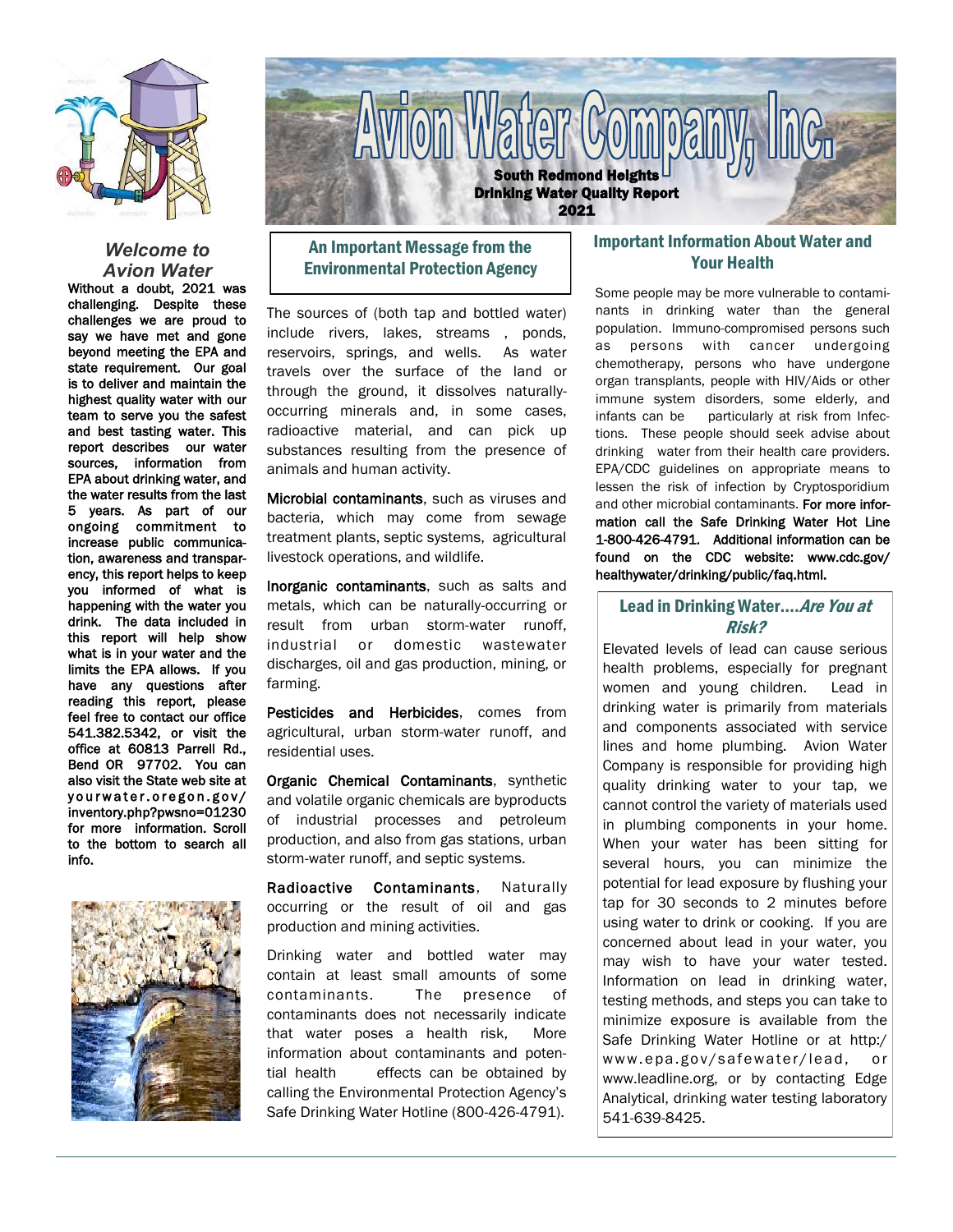# Avion Water Company, Inc.

**South Redmond Heights**
**Drinking Water Quality Report**
**2021**

## *Welcome to Avion Water*

**Without a doubt, 2021 was challenging. Despite these challenges we are proud to say we have met and gone beyond meeting the EPA and state requirement. Our goal is to deliver and maintain the highest quality water with our team to serve you the safest and best tasting water. This report describes our water sources, information from EPA about drinking water, and the water results from the last 5 years. As part of our ongoing commitment to increase public communication, awareness and transparency, this report helps to keep you informed of what is happening with the water you drink. The data included in this report will help show what is in your water and the limits the EPA allows. If you have any questions after reading this report, please feel free to contact our office 541.382.5342, or visit the office at 60813 Parrell Rd., Bend OR 97702. You can also visit the State web site at yourwater.oregon.gov/inventory.php?pwsno=01230 for more information. Scroll to the bottom to search all info.**

## An Important Message from the Environmental Protection Agency

The sources of (both tap and bottled water) include rivers, lakes, streams , ponds, reservoirs, springs, and wells. As water travels over the surface of the land or through the ground, it dissolves naturally-occurring minerals and, in some cases, radioactive material, and can pick up substances resulting from the presence of animals and human activity.

**Microbial contaminants**, such as viruses and bacteria, which may come from sewage treatment plants, septic systems, agricultural livestock operations, and wildlife.

**Inorganic contaminants**, such as salts and metals, which can be naturally-occurring or result from urban storm-water runoff, industrial or domestic wastewater discharges, oil and gas production, mining, or farming.

**Pesticides and Herbicides**, comes from agricultural, urban storm-water runoff, and residential uses.

**Organic Chemical Contaminants**, synthetic and volatile organic chemicals are byproducts of industrial processes and petroleum production, and also from gas stations, urban storm-water runoff, and septic systems.

**Radioactive Contaminants**, Naturally occurring or the result of oil and gas production and mining activities.

Drinking water and bottled water may contain at least small amounts of some contaminants. The presence of contaminants does not necessarily indicate that water poses a health risk, More information about contaminants and potential health effects can be obtained by calling the Environmental Protection Agency's Safe Drinking Water Hotline (800-426-4791).

## Important Information About Water and Your Health

Some people may be more vulnerable to contaminants in drinking water than the general population. Immuno-compromised persons such as persons with cancer undergoing chemotherapy, persons who have undergone organ transplants, people with HIV/Aids or other immune system disorders, some elderly, and infants can be particularly at risk from Infections. These people should seek advise about drinking water from their health care providers. EPA/CDC guidelines on appropriate means to lessen the risk of infection by Cryptosporidium and other microbial contaminants. **For more information call the Safe Drinking Water Hot Line 1-800-426-4791. Additional information can be found on the CDC website: www.cdc.gov/healthywater/drinking/public/faq.html.**

## Lead in Drinking Water....*Are You at Risk?*

Elevated levels of lead can cause serious health problems, especially for pregnant women and young children. Lead in drinking water is primarily from materials and components associated with service lines and home plumbing. Avion Water Company is responsible for providing high quality drinking water to your tap, we cannot control the variety of materials used in plumbing components in your home. When your water has been sitting for several hours, you can minimize the potential for lead exposure by flushing your tap for 30 seconds to 2 minutes before using water to drink or cooking. If you are concerned about lead in your water, you may wish to have your water tested. Information on lead in drinking water, testing methods, and steps you can take to minimize exposure is available from the Safe Drinking Water Hotline or at http://www.epa.gov/safewater/lead, or www.leadline.org, or by contacting Edge Analytical, drinking water testing laboratory 541-639-8425.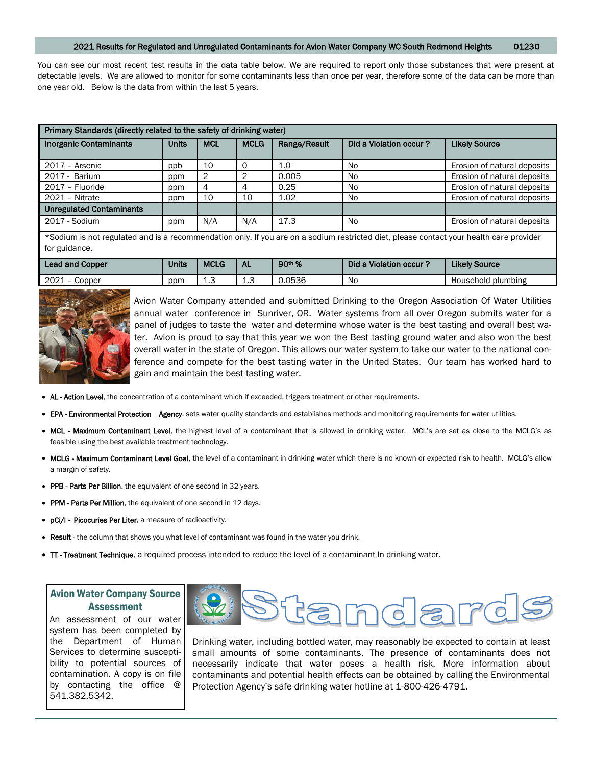## 2021 Results for Regulated and Unregulated Contaminants for Avion Water Company WC South Redmond Heights 01230

You can see our most recent test results in the data table below. We are required to report only those substances that were present at detectable levels. We are allowed to monitor for some contaminants less than once per year, therefore some of the data can be more than one year old. Below is the data from within the last 5 years.

| Primary Standards (directly related to the safety of drinking water) | | | | | | |
|---|---|---|---|---|---|---|
| **Inorganic Contaminants** | **Units** | **MCL** | **MCLG** | **Range/Result** | **Did a Violation occur ?** | **Likely Source** |
| 2017 – Arsenic | ppb | 10 | 0 | 1.0 | No | Erosion of natural deposits |
| 2017 - Barium | ppm | 2 | 2 | 0.005 | No | Erosion of natural deposits |
| 2017 – Fluoride | ppm | 4 | 4 | 0.25 | No | Erosion of natural deposits |
| 2021 – Nitrate | ppm | 10 | 10 | 1.02 | No | Erosion of natural deposits |
| **Unregulated Contaminants** | | | | | | |
| 2017 - Sodium | ppm | N/A | N/A | 17.3 | No | Erosion of natural deposits |
| *Sodium is not regulated and is a recommendation only. If you are on a sodium restricted diet, please contact your health care provider for guidance. | | | | | | |
| **Lead and Copper** | **Units** | **MCLG** | **AL** | **90th %** | **Did a Violation occur ?** | **Likely Source** |
| 2021 – Copper | ppm | 1.3 | 1.3 | 0.0536 | No | Household plumbing |

Avion Water Company attended and submitted Drinking to the Oregon Association Of Water Utilities annual water conference in Sunriver, OR. Water systems from all over Oregon submits water for a panel of judges to taste the water and determine whose water is the best tasting and overall best water. Avion is proud to say that this year we won the Best tasting ground water and also won the best overall water in the state of Oregon. This allows our water system to take our water to the national conference and compete for the best tasting water in the United States. Our team has worked hard to gain and maintain the best tasting water.

- **AL - Action Level**, the concentration of a contaminant which if exceeded, triggers treatment or other requirements.
- **EPA - Environmental Protection Agency**, sets water quality standards and establishes methods and monitoring requirements for water utilities.
- **MCL - Maximum Contaminant Level**, the highest level of a contaminant that is allowed in drinking water. MCL's are set as close to the MCLG's as feasible using the best available treatment technology.
- **MCLG - Maximum Contaminant Level Goal**, the level of a contaminant in drinking water which there is no known or expected risk to health. MCLG's allow a margin of safety.
- **PPB - Parts Per Billion**. the equivalent of one second in 32 years.
- **PPM - Parts Per Million**, the equivalent of one second in 12 days.
- **pCi/l - Picocuries Per Liter**, a measure of radioactivity.
- **Result** - the column that shows you what level of contaminant was found in the water you drink.
- **TT - Treatment Technique**, a required process intended to reduce the level of a contaminant In drinking water.

### Avion Water Company Source Assessment

An assessment of our water system has been completed by the Department of Human Services to determine susceptibility to potential sources of contamination. A copy is on file by contacting the office @ 541.382.5342.

### Standards

Drinking water, including bottled water, may reasonably be expected to contain at least small amounts of some contaminants. The presence of contaminants does not necessarily indicate that water poses a health risk. More information about contaminants and potential health effects can be obtained by calling the Environmental Protection Agency's safe drinking water hotline at 1-800-426-4791.